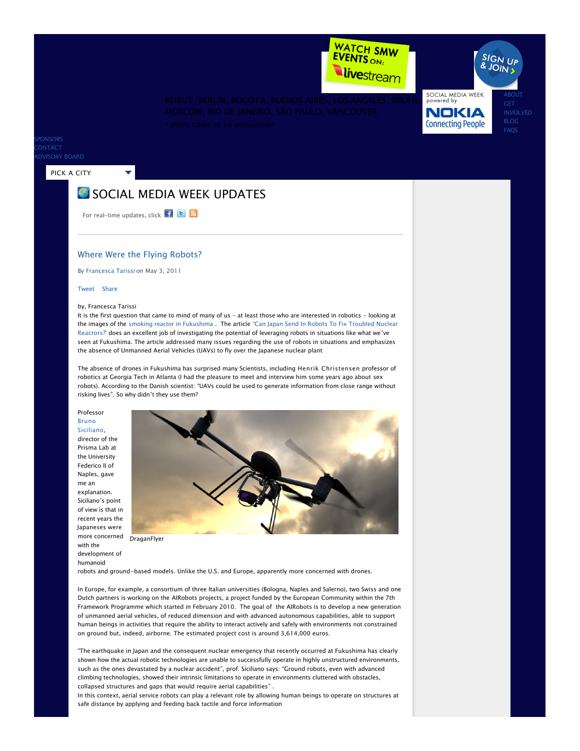WATCH SMW EVENTS ON: livestream

SIGN UP & JOIN

BEIRUT, BERLIN, BOGOTÁ, BUENOS AIRES, LOS ANGELES, MILAN, MOSCOW, RIO DE JANEIRO, SÃO PAULO, VANCOUVER
* more cities to be announced

SOCIAL MEDIA WEEK powered by NOKIA Connecting People

ABOUT
GET INVOLVED
BLOG
FAQS

SPONSORS
CONTACT
ADVISORY BOARD

PICK A CITY

# SOCIAL MEDIA WEEK UPDATES

For real-time updates, click

## Where Were the Flying Robots?

By Francesca Tarissi on May 3, 2011

Tweet Share

by, Francesca Tarissi

It is the first question that came to mind of many of us – at least those who are interested in robotics – looking at the images of the smoking reactor in Fukushima . The article "Can Japan Send In Robots To Fix Troubled Nuclear Reactors?" does an excellent job of investigating the potential of leveraging robots in situations like what we've seen at Fukushima. The article addressed many issues regarding the use of robots in situations and emphasizes the absence of Unmanned Aerial Vehicles (UAVs) to fly over the Japanese nuclear plant

The absence of drones in Fukushima has surprised many Scientists, including Henrik Christensen professor of robotics at Georgia Tech in Atlanta (I had the pleasure to meet and interview him some years ago about sex robots). According to the Danish scientist: "UAVs could be used to generate information from close range without risking lives". So why didn't they use them?

Professor Bruno Siciliano, director of the Prisma Lab at the University Federico II of Naples, gave me an explanation. Siciliano's point of view is that in recent years the Japaneses were more concerned with the development of humanoid robots and ground-based models. Unlike the U.S. and Europe, apparently more concerned with drones.

DraganFlyer

In Europe, for example, a consortium of three Italian universities (Bologna, Naples and Salerno), two Swiss and one Dutch partners is working on the AIRobots projects, a project funded by the European Community within the 7th Framework Programme which started in February 2010. The goal of the AIRobots is to develop a new generation of unmanned aerial vehicles, of reduced dimension and with advanced autonomous capabilities, able to support human beings in activities that require the ability to interact actively and safely with environments not constrained on ground but, indeed, airborne. The estimated project cost is around 3,614,000 euros.

"The earthquake in Japan and the consequent nuclear emergency that recently occurred at Fukushima has clearly shown how the actual robotic technologies are unable to successfully operate in highly unstructured environments, such as the ones devastated by a nuclear accident", prof. Siciliano says: "Ground robots, even with advanced climbing technologies, showed their intrinsic limitations to operate in environments cluttered with obstacles, collapsed structures and gaps that would require aerial capabilities" .

In this context, aerial service robots can play a relevant role by allowing human beings to operate on structures at safe distance by applying and feeding back tactile and force information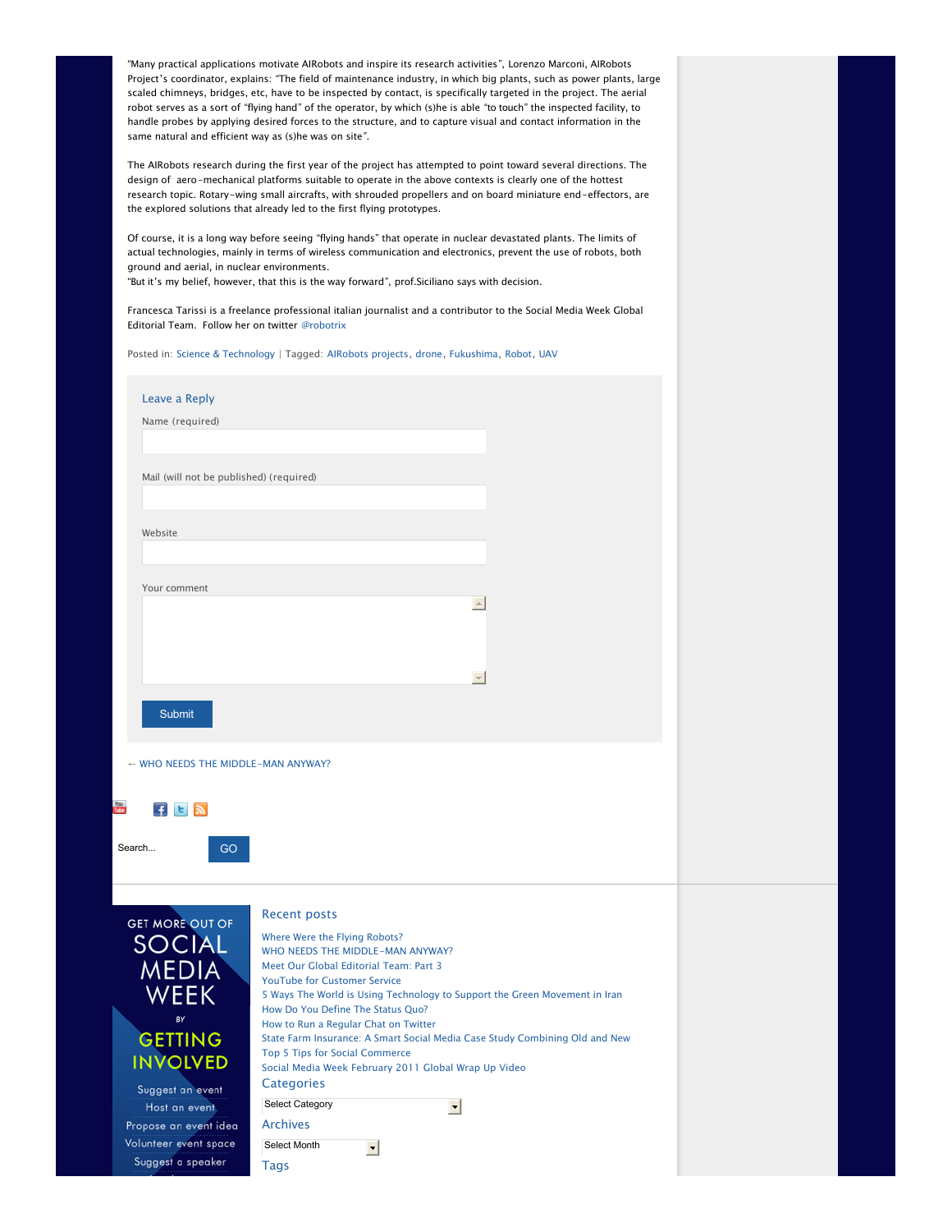"Many practical applications motivate AIRobots and inspire its research activities", Lorenzo Marconi, AIRobots Project's coordinator, explains: "The field of maintenance industry, in which big plants, such as power plants, large scaled chimneys, bridges, etc, have to be inspected by contact, is specifically targeted in the project. The aerial robot serves as a sort of "flying hand" of the operator, by which (s)he is able "to touch" the inspected facility, to handle probes by applying desired forces to the structure, and to capture visual and contact information in the same natural and efficient way as (s)he was on site".

The AIRobots research during the first year of the project has attempted to point toward several directions. The design of aero-mechanical platforms suitable to operate in the above contexts is clearly one of the hottest research topic. Rotary-wing small aircrafts, with shrouded propellers and on board miniature end-effectors, are the explored solutions that already led to the first flying prototypes.

Of course, it is a long way before seeing "flying hands" that operate in nuclear devastated plants. The limits of actual technologies, mainly in terms of wireless communication and electronics, prevent the use of robots, both ground and aerial, in nuclear environments.
"But it's my belief, however, that this is the way forward", prof.Siciliano says with decision.

Francesca Tarissi is a freelance professional italian journalist and a contributor to the Social Media Week Global Editorial Team. Follow her on twitter @robotrix

Posted in: Science & Technology | Tagged: AIRobots projects, drone, Fukushima, Robot, UAV

## Leave a Reply

Name (required)

Mail (will not be published) (required)

Website

Your comment

Submit

← WHO NEEDS THE MIDDLE-MAN ANYWAY?

Search... GO

GET MORE OUT OF SOCIAL MEDIA WEEK BY GETTING INVOLVED

- Suggest an event
- Host an event
- Propose an event idea
- Volunteer event space
- Suggest a speaker

## Recent posts

- Where Were the Flying Robots?
- WHO NEEDS THE MIDDLE-MAN ANYWAY?
- Meet Our Global Editorial Team: Part 3
- YouTube for Customer Service
- 5 Ways The World is Using Technology to Support the Green Movement in Iran
- How Do You Define The Status Quo?
- How to Run a Regular Chat on Twitter
- State Farm Insurance: A Smart Social Media Case Study Combining Old and New
- Top 5 Tips for Social Commerce
- Social Media Week February 2011 Global Wrap Up Video

## Categories

Select Category

## Archives

Select Month

## Tags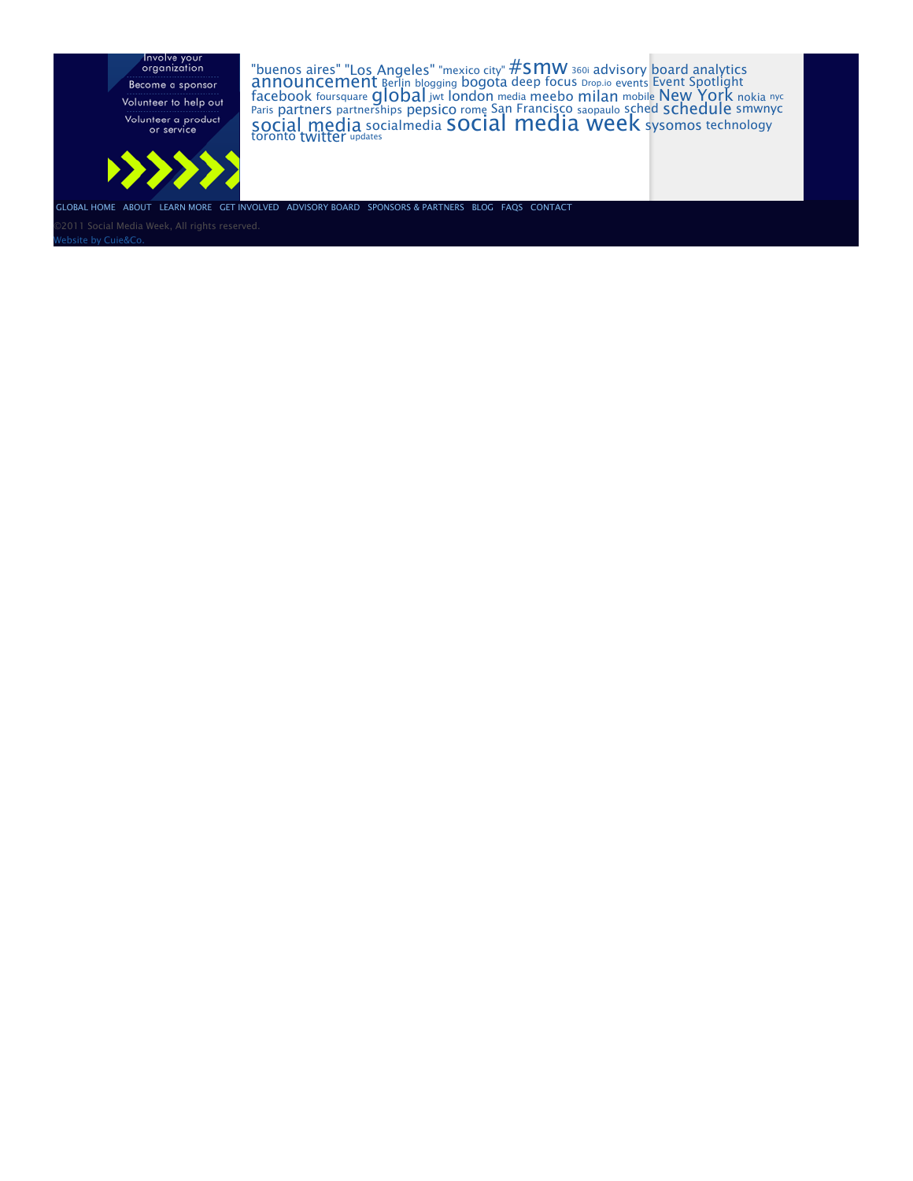Involve your organization

Become a sponsor

Volunteer to help out

Volunteer a product or service

"buenos aires" "Los Angeles" "mexico city" #smw 360i advisory board analytics announcement Berlin blogging bogota deep focus Drop.io events Event Spotlight facebook foursquare global jwt london media meebo milan mobile New York nokia nyc Paris partners partnerships pepsico rome San Francisco saopaulo sched schedule smwnyc social media socialmedia social media week sysomos technology toronto twitter updates

GLOBAL HOME ABOUT LEARN MORE GET INVOLVED ADVISORY BOARD SPONSORS & PARTNERS BLOG FAQS CONTACT

©2011 Social Media Week, All rights reserved.

Website by Cuie&Co.